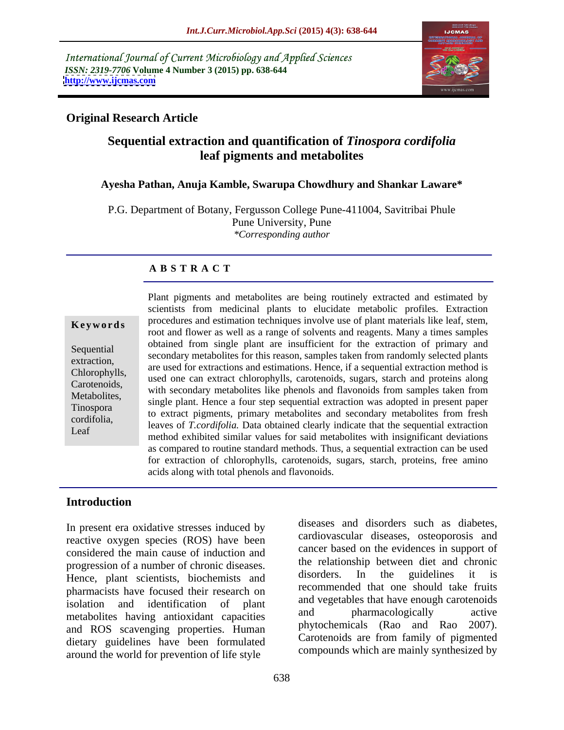International Journal of Current Microbiology and Applied Sciences
*ISSN: 2319-7706* **Volume 4 Number 3 (2015) pp. 638-644**
**http://www.ijcmas.com**

**Original Research Article**

# Sequential extraction and quantification of *Tinospora cordifolia* leaf pigments and metabolites

**Ayesha Pathan, Anuja Kamble, Swarupa Chowdhury and Shankar Laware***

P.G. Department of Botany, Fergusson College Pune-411004, Savitribai Phule Pune University, Pune
*\*Corresponding author*

**A B S T R A C T**

**Keywords**

Sequential extraction, Chlorophylls, Carotenoids, Metabolites, Tinospora cordifolia, Leaf

Plant pigments and metabolites are being routinely extracted and estimated by scientists from medicinal plants to elucidate metabolic profiles. Extraction procedures and estimation techniques involve use of plant materials like leaf, stem, root and flower as well as a range of solvents and reagents. Many a times samples obtained from single plant are insufficient for the extraction of primary and secondary metabolites for this reason, samples taken from randomly selected plants are used for extractions and estimations. Hence, if a sequential extraction method is used one can extract chlorophylls, carotenoids, sugars, starch and proteins along with secondary metabolites like phenols and flavonoids from samples taken from single plant. Hence a four step sequential extraction was adopted in present paper to extract pigments, primary metabolites and secondary metabolites from fresh leaves of *T.cordifolia.* Data obtained clearly indicate that the sequential extraction method exhibited similar values for said metabolites with insignificant deviations as compared to routine standard methods. Thus, a sequential extraction can be used for extraction of chlorophylls, carotenoids, sugars, starch, proteins, free amino acids along with total phenols and flavonoids.

## Introduction

In present era oxidative stresses induced by reactive oxygen species (ROS) have been considered the main cause of induction and progression of a number of chronic diseases. Hence, plant scientists, biochemists and pharmacists have focused their research on isolation and identification of plant metabolites having antioxidant capacities and ROS scavenging properties. Human dietary guidelines have been formulated around the world for prevention of life style diseases and disorders such as diabetes, cardiovascular diseases, osteoporosis and cancer based on the evidences in support of the relationship between diet and chronic disorders. In the guidelines it is recommended that one should take fruits and vegetables that have enough carotenoids and pharmacologically active phytochemicals (Rao and Rao 2007). Carotenoids are from family of pigmented compounds which are mainly synthesized by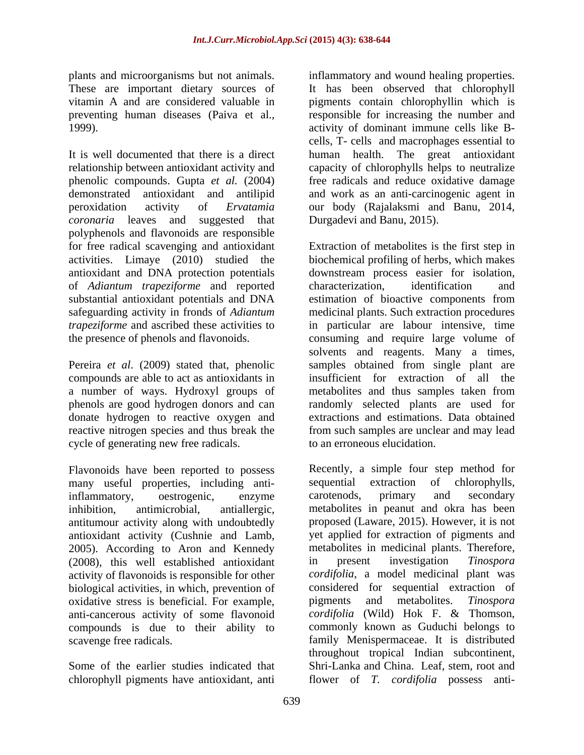plants and microorganisms but not animals. These are important dietary sources of vitamin A and are considered valuable in preventing human diseases (Paiva et al., 1999).

It is well documented that there is a direct relationship between antioxidant activity and phenolic compounds. Gupta *et al.* (2004) demonstrated antioxidant and antilipid peroxidation activity of *Ervatamia coronaria* leaves and suggested that polyphenols and flavonoids are responsible for free radical scavenging and antioxidant activities. Limaye (2010) studied the antioxidant and DNA protection potentials of *Adiantum trapeziforme* and reported substantial antioxidant potentials and DNA safeguarding activity in fronds of *Adiantum trapeziforme* and ascribed these activities to the presence of phenols and flavonoids.

Pereira *et al*. (2009) stated that, phenolic compounds are able to act as antioxidants in a number of ways. Hydroxyl groups of phenols are good hydrogen donors and can donate hydrogen to reactive oxygen and reactive nitrogen species and thus break the cycle of generating new free radicals.

Flavonoids have been reported to possess many useful properties, including anti-inflammatory, oestrogenic, enzyme inhibition, antimicrobial, antiallergic, antitumour activity along with undoubtedly antioxidant activity (Cushnie and Lamb, 2005). According to Aron and Kennedy (2008), this well established antioxidant activity of flavonoids is responsible for other biological activities, in which, prevention of oxidative stress is beneficial. For example, anti-cancerous activity of some flavonoid compounds is due to their ability to scavenge free radicals.

Some of the earlier studies indicated that chlorophyll pigments have antioxidant, anti inflammatory and wound healing properties. It has been observed that chlorophyll pigments contain chlorophyllin which is responsible for increasing the number and activity of dominant immune cells like B-cells, T- cells and macrophages essential to human health. The great antioxidant capacity of chlorophylls helps to neutralize free radicals and reduce oxidative damage and work as an anti-carcinogenic agent in our body (Rajalaksmi and Banu, 2014, Durgadevi and Banu, 2015).

Extraction of metabolites is the first step in biochemical profiling of herbs, which makes downstream process easier for isolation, characterization, identification and estimation of bioactive components from medicinal plants. Such extraction procedures in particular are labour intensive, time consuming and require large volume of solvents and reagents. Many a times, samples obtained from single plant are insufficient for extraction of all the metabolites and thus samples taken from randomly selected plants are used for extractions and estimations. Data obtained from such samples are unclear and may lead to an erroneous elucidation.

Recently, a simple four step method for sequential extraction of chlorophylls, carotenods, primary and secondary metabolites in peanut and okra has been proposed (Laware, 2015). However, it is not yet applied for extraction of pigments and metabolites in medicinal plants. Therefore, in present investigation *Tinospora cordifolia*, a model medicinal plant was considered for sequential extraction of pigments and metabolites. *Tinospora cordifolia* (Wild) Hok F. & Thomson, commonly known as Guduchi belongs to family Menispermaceae. It is distributed throughout tropical Indian subcontinent, Shri-Lanka and China. Leaf, stem, root and flower of *T. cordifolia* possess anti-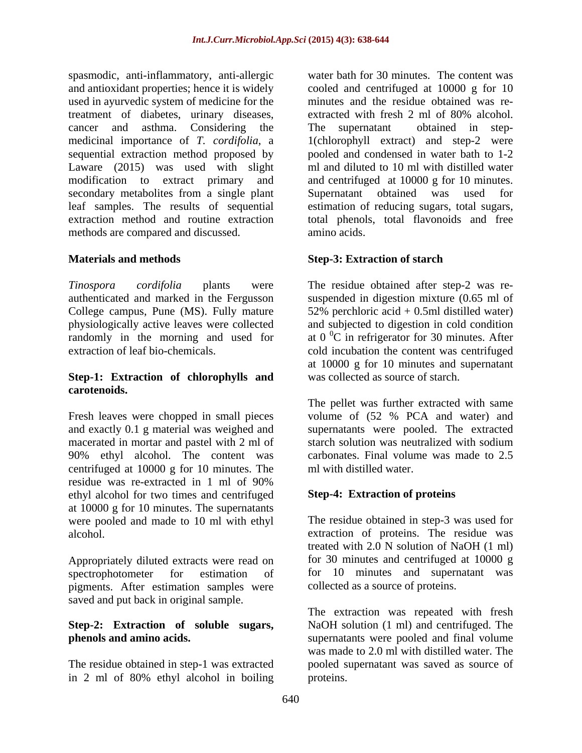spasmodic, anti-inflammatory, anti-allergic and antioxidant properties; hence it is widely used in ayurvedic system of medicine for the treatment of diabetes, urinary diseases, cancer and asthma. Considering the medicinal importance of *T. cordifolia*, a sequential extraction method proposed by Laware (2015) was used with slight modification to extract primary and secondary metabolites from a single plant leaf samples. The results of sequential extraction method and routine extraction methods are compared and discussed.

## Materials and methods

*Tinospora cordifolia* plants were authenticated and marked in the Fergusson College campus, Pune (MS). Fully mature physiologically active leaves were collected randomly in the morning and used for extraction of leaf bio-chemicals.

### Step-1: Extraction of chlorophylls and carotenoids.

Fresh leaves were chopped in small pieces and exactly 0.1 g material was weighed and macerated in mortar and pastel with 2 ml of 90% ethyl alcohol. The content was centrifuged at 10000 g for 10 minutes. The residue was re-extracted in 1 ml of 90% ethyl alcohol for two times and centrifuged at 10000 g for 10 minutes. The supernatants were pooled and made to 10 ml with ethyl alcohol.

Appropriately diluted extracts were read on spectrophotometer for estimation of pigments. After estimation samples were saved and put back in original sample.

### Step-2: Extraction of soluble sugars, phenols and amino acids.

The residue obtained in step-1 was extracted in 2 ml of 80% ethyl alcohol in boiling water bath for 30 minutes. The content was cooled and centrifuged at 10000 g for 10 minutes and the residue obtained was re-extracted with fresh 2 ml of 80% alcohol. The supernatant obtained in step-1(chlorophyll extract) and step-2 were pooled and condensed in water bath to 1-2 ml and diluted to 10 ml with distilled water and centrifuged at 10000 g for 10 minutes. Supernatant obtained was used for estimation of reducing sugars, total sugars, total phenols, total flavonoids and free amino acids.

### Step-3: Extraction of starch

The residue obtained after step-2 was re-suspended in digestion mixture (0.65 ml of 52% perchloric acid + 0.5ml distilled water) and subjected to digestion in cold condition at 0 $^0$C in refrigerator for 30 minutes. After cold incubation the content was centrifuged at 10000 g for 10 minutes and supernatant was collected as source of starch.

The pellet was further extracted with same volume of (52 % PCA and water) and supernatants were pooled. The extracted starch solution was neutralized with sodium carbonates. Final volume was made to 2.5 ml with distilled water.

### Step-4: Extraction of proteins

The residue obtained in step-3 was used for extraction of proteins. The residue was treated with 2.0 N solution of NaOH (1 ml) for 30 minutes and centrifuged at 10000 g for 10 minutes and supernatant was collected as a source of proteins.

The extraction was repeated with fresh NaOH solution (1 ml) and centrifuged. The supernatants were pooled and final volume was made to 2.0 ml with distilled water. The pooled supernatant was saved as source of proteins.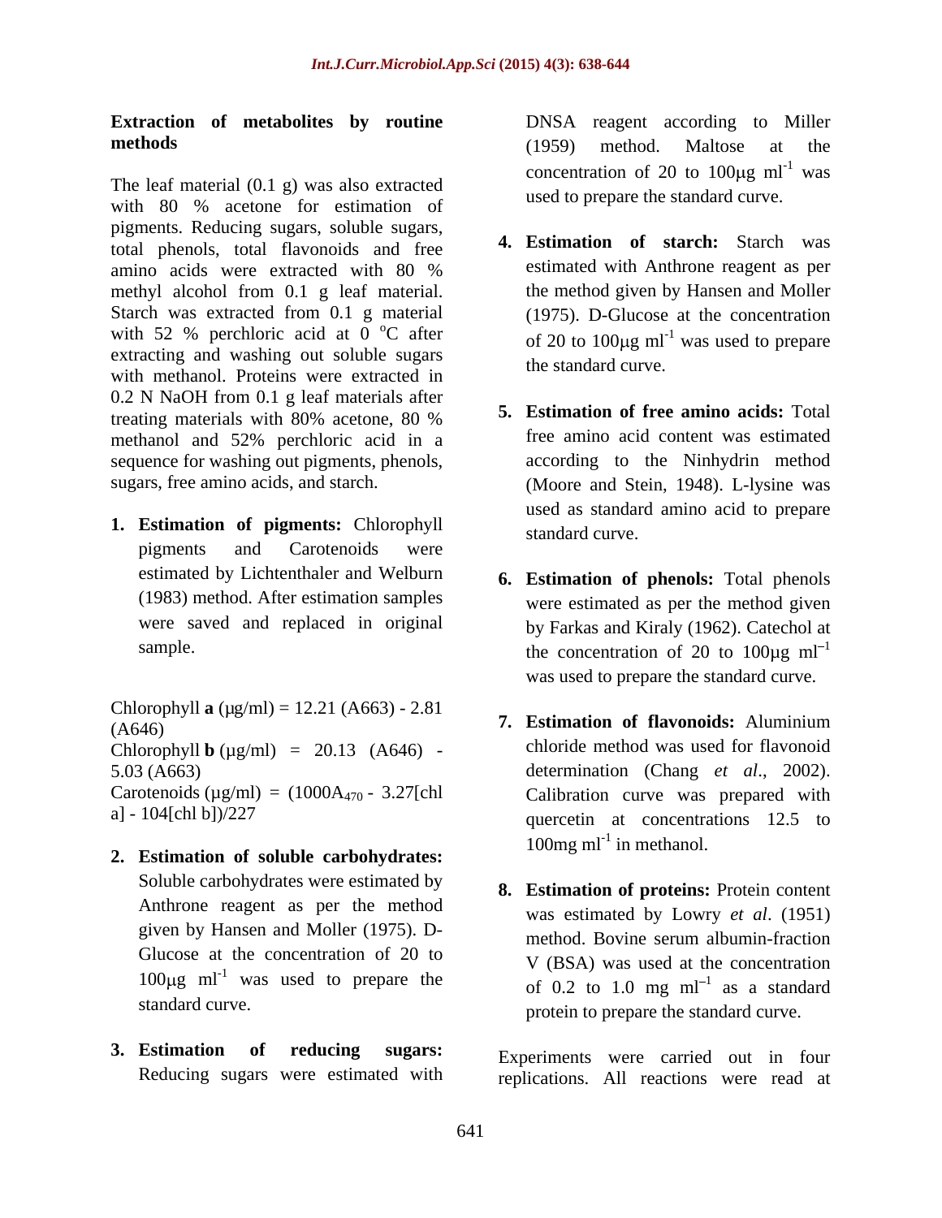## Extraction of metabolites by routine methods

The leaf material (0.1 g) was also extracted with 80 % acetone for estimation of pigments. Reducing sugars, soluble sugars, total phenols, total flavonoids and free amino acids were extracted with 80 % methyl alcohol from 0.1 g leaf material. Starch was extracted from 0.1 g material with 52 % perchloric acid at 0 $^{o}$C after extracting and washing out soluble sugars with methanol. Proteins were extracted in 0.2 N NaOH from 0.1 g leaf materials after treating materials with 80% acetone, 80 % methanol and 52% perchloric acid in a sequence for washing out pigments, phenols, sugars, free amino acids, and starch.

1. **Estimation of pigments:** Chlorophyll pigments and Carotenoids were estimated by Lichtenthaler and Welburn (1983) method. After estimation samples were saved and replaced in original sample.

Chlorophyll **a** (µg/ml) = 12.21 (A663) - 2.81 (A646)
Chlorophyll **b** (µg/ml) = 20.13 (A646) - 5.03 (A663)
Carotenoids (µg/ml) = (1000$A_{470}$ - 3.27[chl a] - 104[chl b])/227

2. **Estimation of soluble carbohydrates:** Soluble carbohydrates were estimated by Anthrone reagent as per the method given by Hansen and Moller (1975). D-Glucose at the concentration of 20 to 100µg ml$^{-1}$ was used to prepare the standard curve.

3. **Estimation of reducing sugars:** Reducing sugars were estimated with DNSA reagent according to Miller (1959) method. Maltose at the concentration of 20 to 100µg ml$^{-1}$ was used to prepare the standard curve.

4. **Estimation of starch:** Starch was estimated with Anthrone reagent as per the method given by Hansen and Moller (1975). D-Glucose at the concentration of 20 to 100µg ml$^{-1}$ was used to prepare the standard curve.

5. **Estimation of free amino acids:** Total free amino acid content was estimated according to the Ninhydrin method (Moore and Stein, 1948). L-lysine was used as standard amino acid to prepare standard curve.

6. **Estimation of phenols:** Total phenols were estimated as per the method given by Farkas and Kiraly (1962). Catechol at the concentration of 20 to 100µg ml$^{-1}$ was used to prepare the standard curve.

7. **Estimation of flavonoids:** Aluminium chloride method was used for flavonoid determination (Chang *et al*., 2002). Calibration curve was prepared with quercetin at concentrations 12.5 to 100mg ml$^{-1}$ in methanol.

8. **Estimation of proteins:** Protein content was estimated by Lowry *et al*. (1951) method. Bovine serum albumin-fraction V (BSA) was used at the concentration of 0.2 to 1.0 mg ml$^{-1}$ as a standard protein to prepare the standard curve.

Experiments were carried out in four replications. All reactions were read at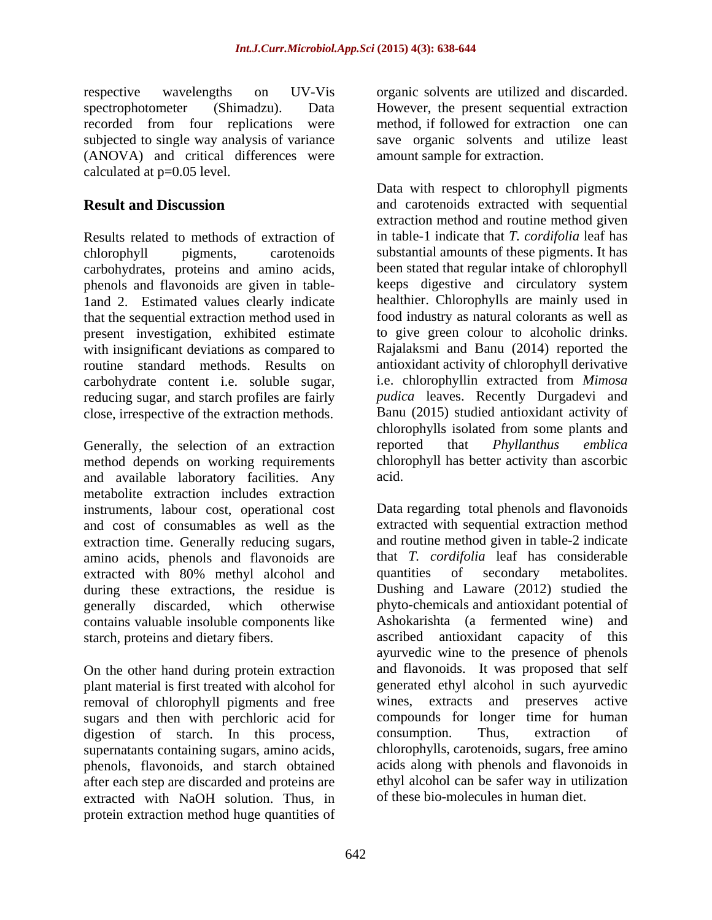respective wavelengths on UV-Vis spectrophotometer (Shimadzu). Data recorded from four replications were subjected to single way analysis of variance (ANOVA) and critical differences were calculated at p=0.05 level.

## Result and Discussion

Results related to methods of extraction of chlorophyll pigments, carotenoids carbohydrates, proteins and amino acids, phenols and flavonoids are given in table-1and 2. Estimated values clearly indicate that the sequential extraction method used in present investigation, exhibited estimate with insignificant deviations as compared to routine standard methods. Results on carbohydrate content i.e. soluble sugar, reducing sugar, and starch profiles are fairly close, irrespective of the extraction methods.

Generally, the selection of an extraction method depends on working requirements and available laboratory facilities. Any metabolite extraction includes extraction instruments, labour cost, operational cost and cost of consumables as well as the extraction time. Generally reducing sugars, amino acids, phenols and flavonoids are extracted with 80% methyl alcohol and during these extractions, the residue is generally discarded, which otherwise contains valuable insoluble components like starch, proteins and dietary fibers.

On the other hand during protein extraction plant material is first treated with alcohol for removal of chlorophyll pigments and free sugars and then with perchloric acid for digestion of starch. In this process, supernatants containing sugars, amino acids, phenols, flavonoids, and starch obtained after each step are discarded and proteins are extracted with NaOH solution. Thus, in protein extraction method huge quantities of organic solvents are utilized and discarded. However, the present sequential extraction method, if followed for extraction one can save organic solvents and utilize least amount sample for extraction.

Data with respect to chlorophyll pigments and carotenoids extracted with sequential extraction method and routine method given in table-1 indicate that *T. cordifolia* leaf has substantial amounts of these pigments. It has been stated that regular intake of chlorophyll keeps digestive and circulatory system healthier. Chlorophylls are mainly used in food industry as natural colorants as well as to give green colour to alcoholic drinks. Rajalaksmi and Banu (2014) reported the antioxidant activity of chlorophyll derivative i.e. chlorophyllin extracted from *Mimosa pudica* leaves. Recently Durgadevi and Banu (2015) studied antioxidant activity of chlorophylls isolated from some plants and reported that *Phyllanthus emblica* chlorophyll has better activity than ascorbic acid.

Data regarding total phenols and flavonoids extracted with sequential extraction method and routine method given in table-2 indicate that *T. cordifolia* leaf has considerable quantities of secondary metabolites. Dushing and Laware (2012) studied the phyto-chemicals and antioxidant potential of Ashokarishta (a fermented wine) and ascribed antioxidant capacity of this ayurvedic wine to the presence of phenols and flavonoids. It was proposed that self generated ethyl alcohol in such ayurvedic wines, extracts and preserves active compounds for longer time for human consumption. Thus, extraction of chlorophylls, carotenoids, sugars, free amino acids along with phenols and flavonoids in ethyl alcohol can be safer way in utilization of these bio-molecules in human diet.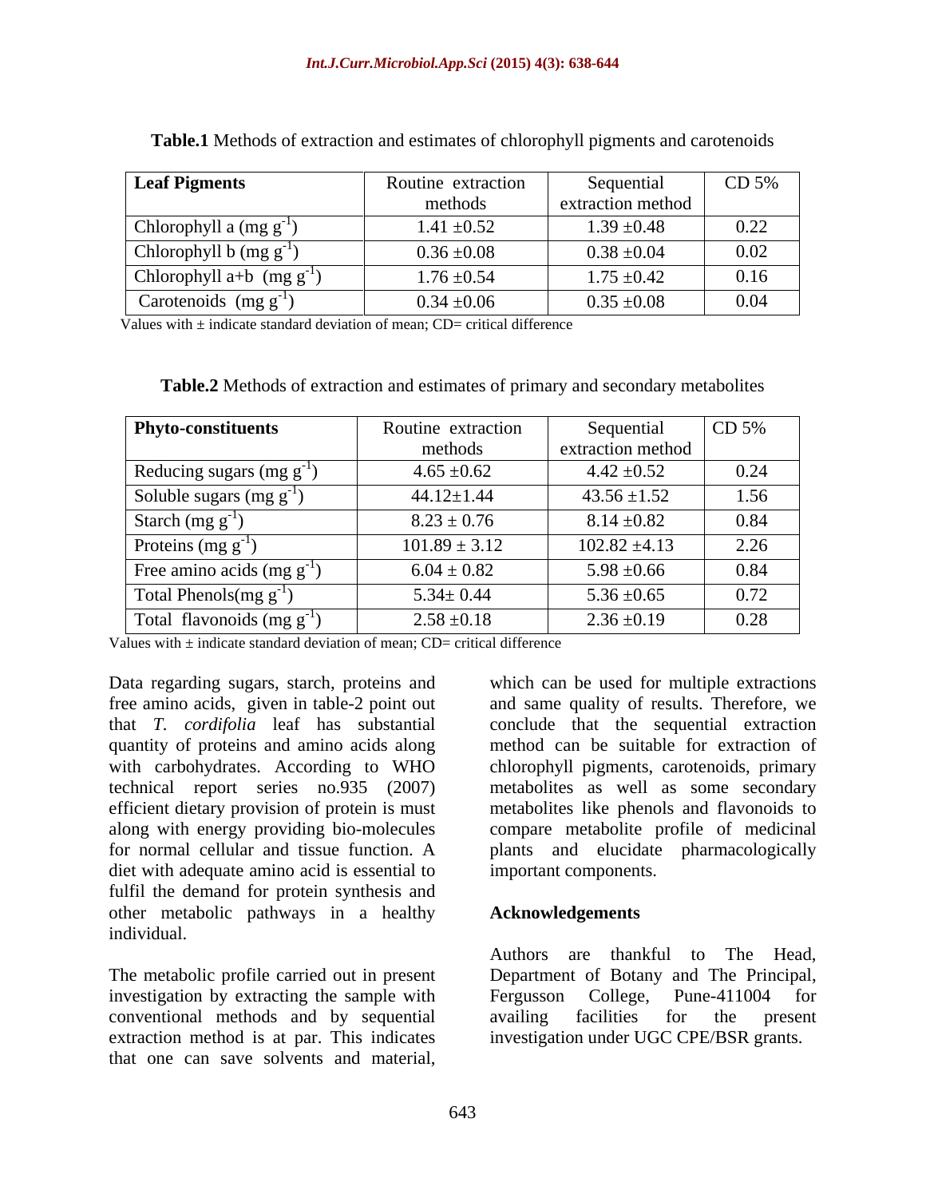**Table.1** Methods of extraction and estimates of chlorophyll pigments and carotenoids

| **Leaf Pigments** | Routine extraction methods | Sequential extraction method | CD 5% |
|---|---|---|---|
| Chlorophyll a (mg $g^{-1}$) | 1.41 ±0.52 | 1.39 ±0.48 | 0.22 |
| Chlorophyll b (mg $g^{-1}$) | 0.36 ±0.08 | 0.38 ±0.04 | 0.02 |
| Chlorophyll a+b (mg $g^{-1}$) | 1.76 ±0.54 | 1.75 ±0.42 | 0.16 |
| Carotenoids (mg $g^{-1}$) | 0.34 ±0.06 | 0.35 ±0.08 | 0.04 |

Values with ± indicate standard deviation of mean; CD= critical difference

**Table.2** Methods of extraction and estimates of primary and secondary metabolites

| **Phyto-constituents** | Routine extraction methods | Sequential extraction method | CD 5% |
|---|---|---|---|
| Reducing sugars (mg $g^{-1}$) | 4.65 ±0.62 | 4.42 ±0.52 | 0.24 |
| Soluble sugars (mg $g^{-1}$) | 44.12±1.44 | 43.56 ±1.52 | 1.56 |
| Starch (mg $g^{-1}$) | 8.23 ± 0.76 | 8.14 ±0.82 | 0.84 |
| Proteins (mg $g^{-1}$) | 101.89 ± 3.12 | 102.82 ±4.13 | 2.26 |
| Free amino acids (mg $g^{-1}$) | 6.04 ± 0.82 | 5.98 ±0.66 | 0.84 |
| Total Phenols(mg $g^{-1}$) | 5.34± 0.44 | 5.36 ±0.65 | 0.72 |
| Total flavonoids (mg $g^{-1}$) | 2.58 ±0.18 | 2.36 ±0.19 | 0.28 |

Values with ± indicate standard deviation of mean; CD= critical difference

Data regarding sugars, starch, proteins and free amino acids, given in table-2 point out that *T. cordifolia* leaf has substantial quantity of proteins and amino acids along with carbohydrates. According to WHO technical report series no.935 (2007) efficient dietary provision of protein is must along with energy providing bio-molecules for normal cellular and tissue function. A diet with adequate amino acid is essential to fulfil the demand for protein synthesis and other metabolic pathways in a healthy individual.

The metabolic profile carried out in present investigation by extracting the sample with conventional methods and by sequential extraction method is at par. This indicates that one can save solvents and material, which can be used for multiple extractions and same quality of results. Therefore, we conclude that the sequential extraction method can be suitable for extraction of chlorophyll pigments, carotenoids, primary metabolites as well as some secondary metabolites like phenols and flavonoids to compare metabolite profile of medicinal plants and elucidate pharmacologically important components.

## Acknowledgements

Authors are thankful to The Head, Department of Botany and The Principal, Fergusson College, Pune-411004 for availing facilities for the present investigation under UGC CPE/BSR grants.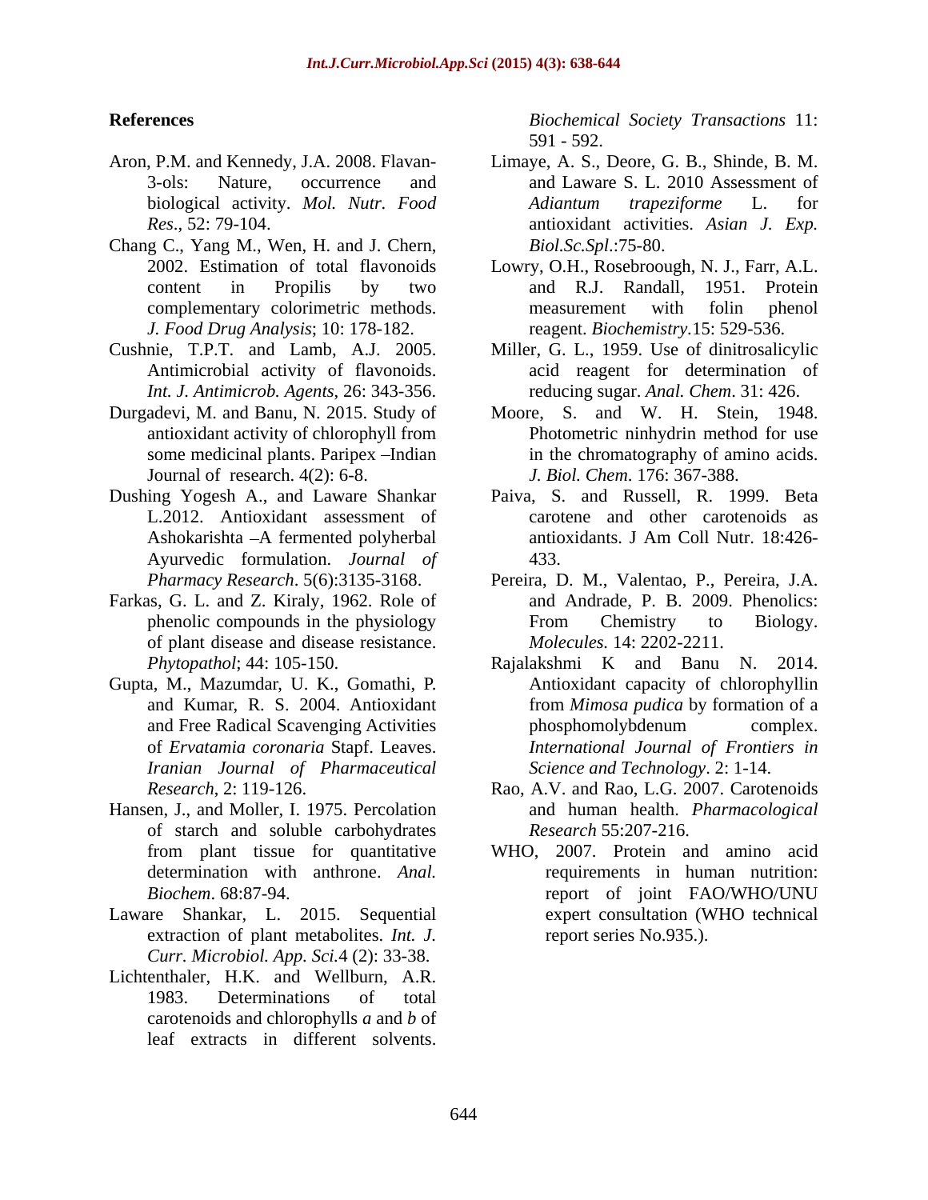## References

Aron, P.M. and Kennedy, J.A. 2008. Flavan-3-ols: Nature, occurrence and biological activity. *Mol. Nutr. Food Res*., 52: 79-104.

Chang C., Yang M., Wen, H. and J. Chern, 2002. Estimation of total flavonoids content in Propilis by two complementary colorimetric methods. *J. Food Drug Analysis*; 10: 178-182.

Cushnie, T.P.T. and Lamb, A.J. 2005. Antimicrobial activity of flavonoids. *Int. J. Antimicrob. Agents*, 26: 343-356.

Durgadevi, M. and Banu, N. 2015. Study of antioxidant activity of chlorophyll from some medicinal plants. Paripex –Indian Journal of research. 4(2): 6-8.

Dushing Yogesh A., and Laware Shankar L.2012. Antioxidant assessment of Ashokarishta –A fermented polyherbal Ayurvedic formulation. *Journal of Pharmacy Research*. 5(6):3135-3168.

Farkas, G. L. and Z. Kiraly, 1962. Role of phenolic compounds in the physiology of plant disease and disease resistance. *Phytopathol*; 44: 105-150.

Gupta, M., Mazumdar, U. K., Gomathi, P. and Kumar, R. S. 2004. Antioxidant and Free Radical Scavenging Activities of *Ervatamia coronaria* Stapf. Leaves. *Iranian Journal of Pharmaceutical Research*, 2: 119-126.

Hansen, J., and Moller, I. 1975. Percolation of starch and soluble carbohydrates from plant tissue for quantitative determination with anthrone. *Anal. Biochem*. 68:87-94.

Laware Shankar, L. 2015. Sequential extraction of plant metabolites. *Int. J. Curr. Microbiol. App. Sci.*4 (2): 33-38.

Lichtenthaler, H.K. and Wellburn, A.R. 1983. Determinations of total carotenoids and chlorophylls *a* and *b* of leaf extracts in different solvents. *Biochemical Society Transactions* 11: 591 - 592.

Limaye, A. S., Deore, G. B., Shinde, B. M. and Laware S. L. 2010 Assessment of *Adiantum trapeziforme* L. for antioxidant activities. *Asian J. Exp. Biol.Sc.Spl*.:75-80.

Lowry, O.H., Rosebroough, N. J., Farr, A.L. and R.J. Randall, 1951. Protein measurement with folin phenol reagent. *Biochemistry*.15: 529-536.

Miller, G. L., 1959. Use of dinitrosalicylic acid reagent for determination of reducing sugar. *Anal. Chem*. 31: 426.

Moore, S. and W. H. Stein, 1948. Photometric ninhydrin method for use in the chromatography of amino acids. *J. Biol. Chem*. 176: 367-388.

Paiva, S. and Russell, R. 1999. Beta carotene and other carotenoids as antioxidants. J Am Coll Nutr. 18:426-433.

Pereira, D. M., Valentao, P., Pereira, J.A. and Andrade, P. B. 2009. Phenolics: From Chemistry to Biology. *Molecules.* 14: 2202-2211.

Rajalakshmi K and Banu N. 2014. Antioxidant capacity of chlorophyllin from *Mimosa pudica* by formation of a phosphomolybdenum complex. *International Journal of Frontiers in Science and Technology*. 2: 1-14.

Rao, A.V. and Rao, L.G. 2007. Carotenoids and human health. *Pharmacological Research* 55:207-216.

WHO, 2007. Protein and amino acid requirements in human nutrition: report of joint FAO/WHO/UNU expert consultation (WHO technical report series No.935.).